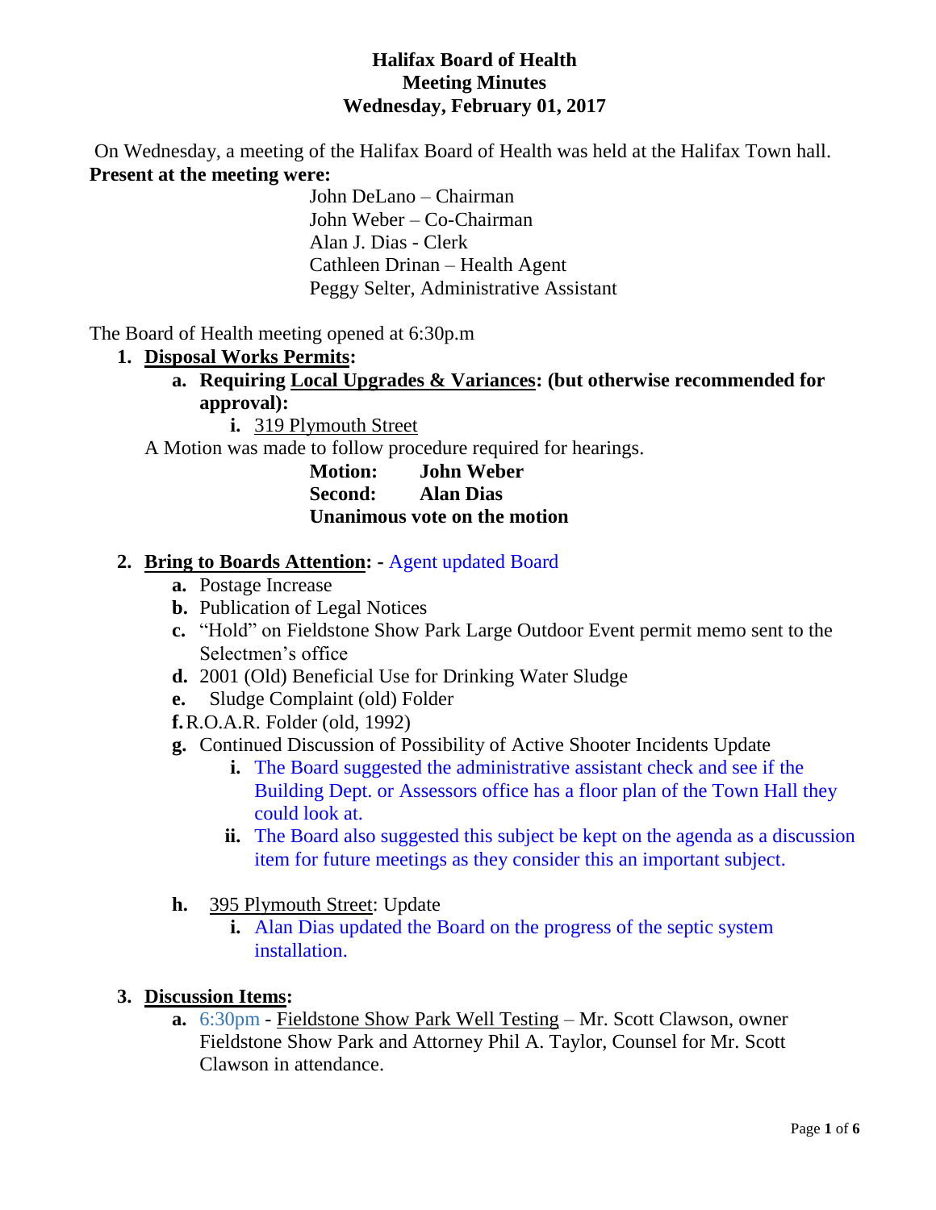**Halifax Board of Health**
**Meeting Minutes**
**Wednesday, February 01, 2017**

On Wednesday, a meeting of the Halifax Board of Health was held at the Halifax Town hall.

**Present at the meeting were:**

John DeLano – Chairman
John Weber – Co-Chairman
Alan J. Dias - Clerk
Cathleen Drinan – Health Agent
Peggy Selter, Administrative Assistant

The Board of Health meeting opened at 6:30p.m

1. **Disposal Works Permits:**
   a. **Requiring Local Upgrades & Variances: (but otherwise recommended for approval):**
      i. 319 Plymouth Street

   A Motion was made to follow procedure required for hearings.

   **Motion: John Weber**
   **Second: Alan Dias**
   **Unanimous vote on the motion**

2. **Bring to Boards Attention: -** Agent updated Board
   a. Postage Increase
   b. Publication of Legal Notices
   c. "Hold" on Fieldstone Show Park Large Outdoor Event permit memo sent to the Selectmen's office
   d. 2001 (Old) Beneficial Use for Drinking Water Sludge
   e. Sludge Complaint (old) Folder
   f. R.O.A.R. Folder (old, 1992)
   g. Continued Discussion of Possibility of Active Shooter Incidents Update
      i. The Board suggested the administrative assistant check and see if the Building Dept. or Assessors office has a floor plan of the Town Hall they could look at.
      ii. The Board also suggested this subject be kept on the agenda as a discussion item for future meetings as they consider this an important subject.

   h. 395 Plymouth Street: Update
      i. Alan Dias updated the Board on the progress of the septic system installation.

3. **Discussion Items:**
   a. 6:30pm - Fieldstone Show Park Well Testing – Mr. Scott Clawson, owner Fieldstone Show Park and Attorney Phil A. Taylor, Counsel for Mr. Scott Clawson in attendance.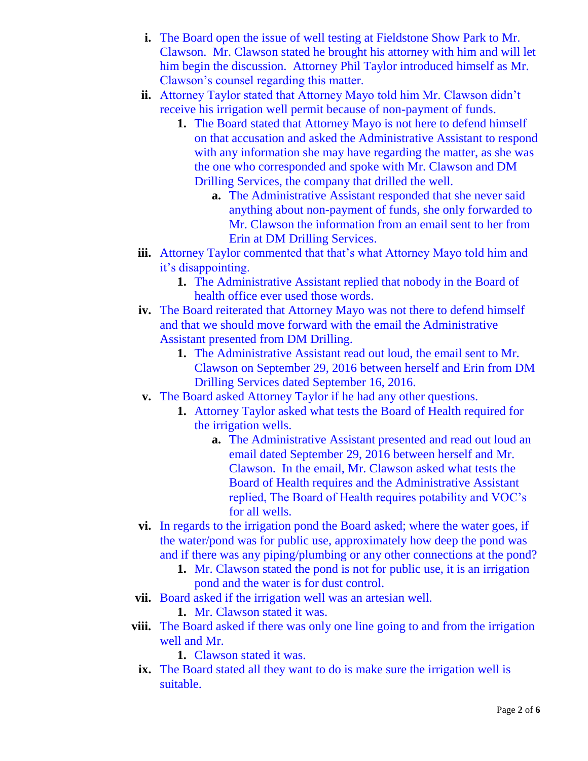i. The Board open the issue of well testing at Fieldstone Show Park to Mr. Clawson. Mr. Clawson stated he brought his attorney with him and will let him begin the discussion. Attorney Phil Taylor introduced himself as Mr. Clawson's counsel regarding this matter.

ii. Attorney Taylor stated that Attorney Mayo told him Mr. Clawson didn't receive his irrigation well permit because of non-payment of funds.

   1. The Board stated that Attorney Mayo is not here to defend himself on that accusation and asked the Administrative Assistant to respond with any information she may have regarding the matter, as she was the one who corresponded and spoke with Mr. Clawson and DM Drilling Services, the company that drilled the well.

      a. The Administrative Assistant responded that she never said anything about non-payment of funds, she only forwarded to Mr. Clawson the information from an email sent to her from Erin at DM Drilling Services.

iii. Attorney Taylor commented that that's what Attorney Mayo told him and it's disappointing.

   1. The Administrative Assistant replied that nobody in the Board of health office ever used those words.

iv. The Board reiterated that Attorney Mayo was not there to defend himself and that we should move forward with the email the Administrative Assistant presented from DM Drilling.

   1. The Administrative Assistant read out loud, the email sent to Mr. Clawson on September 29, 2016 between herself and Erin from DM Drilling Services dated September 16, 2016.

v. The Board asked Attorney Taylor if he had any other questions.

   1. Attorney Taylor asked what tests the Board of Health required for the irrigation wells.

      a. The Administrative Assistant presented and read out loud an email dated September 29, 2016 between herself and Mr. Clawson. In the email, Mr. Clawson asked what tests the Board of Health requires and the Administrative Assistant replied, The Board of Health requires potability and VOC's for all wells.

vi. In regards to the irrigation pond the Board asked; where the water goes, if the water/pond was for public use, approximately how deep the pond was and if there was any piping/plumbing or any other connections at the pond?

   1. Mr. Clawson stated the pond is not for public use, it is an irrigation pond and the water is for dust control.

vii. Board asked if the irrigation well was an artesian well.

   1. Mr. Clawson stated it was.

viii. The Board asked if there was only one line going to and from the irrigation well and Mr.

   1. Clawson stated it was.

ix. The Board stated all they want to do is make sure the irrigation well is suitable.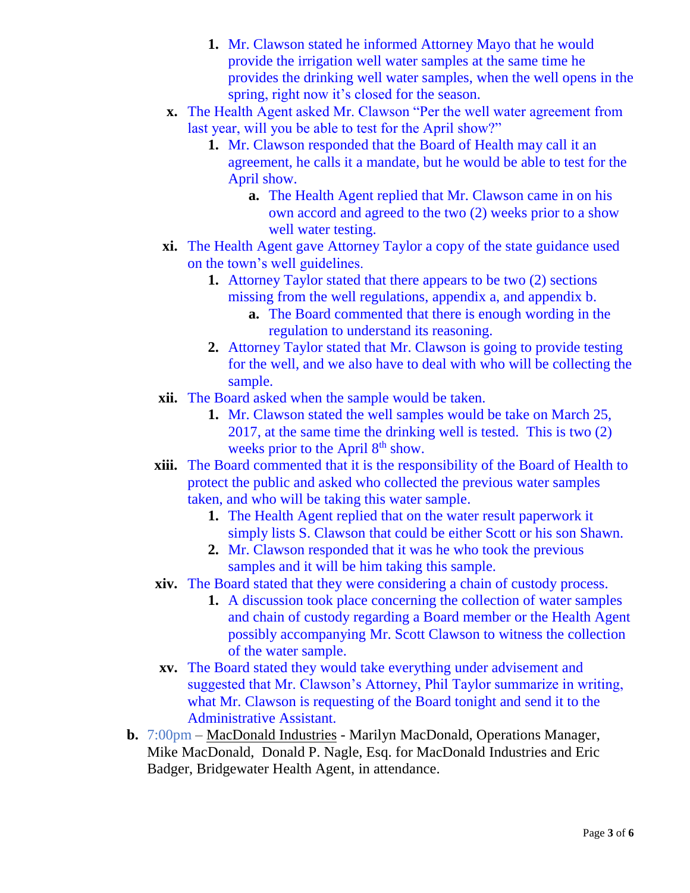1. Mr. Clawson stated he informed Attorney Mayo that he would provide the irrigation well water samples at the same time he provides the drinking well water samples, when the well opens in the spring, right now it's closed for the season.

x. The Health Agent asked Mr. Clawson "Per the well water agreement from last year, will you be able to test for the April show?"

   1. Mr. Clawson responded that the Board of Health may call it an agreement, he calls it a mandate, but he would be able to test for the April show.
      a. The Health Agent replied that Mr. Clawson came in on his own accord and agreed to the two (2) weeks prior to a show well water testing.

xi. The Health Agent gave Attorney Taylor a copy of the state guidance used on the town's well guidelines.

   1. Attorney Taylor stated that there appears to be two (2) sections missing from the well regulations, appendix a, and appendix b.
      a. The Board commented that there is enough wording in the regulation to understand its reasoning.
   2. Attorney Taylor stated that Mr. Clawson is going to provide testing for the well, and we also have to deal with who will be collecting the sample.

xii. The Board asked when the sample would be taken.

   1. Mr. Clawson stated the well samples would be take on March 25, 2017, at the same time the drinking well is tested. This is two (2) weeks prior to the April 8th show.

xiii. The Board commented that it is the responsibility of the Board of Health to protect the public and asked who collected the previous water samples taken, and who will be taking this water sample.

   1. The Health Agent replied that on the water result paperwork it simply lists S. Clawson that could be either Scott or his son Shawn.
   2. Mr. Clawson responded that it was he who took the previous samples and it will be him taking this sample.

xiv. The Board stated that they were considering a chain of custody process.

   1. A discussion took place concerning the collection of water samples and chain of custody regarding a Board member or the Health Agent possibly accompanying Mr. Scott Clawson to witness the collection of the water sample.

xv. The Board stated they would take everything under advisement and suggested that Mr. Clawson's Attorney, Phil Taylor summarize in writing, what Mr. Clawson is requesting of the Board tonight and send it to the Administrative Assistant.

b. 7:00pm – MacDonald Industries - Marilyn MacDonald, Operations Manager, Mike MacDonald, Donald P. Nagle, Esq. for MacDonald Industries and Eric Badger, Bridgewater Health Agent, in attendance.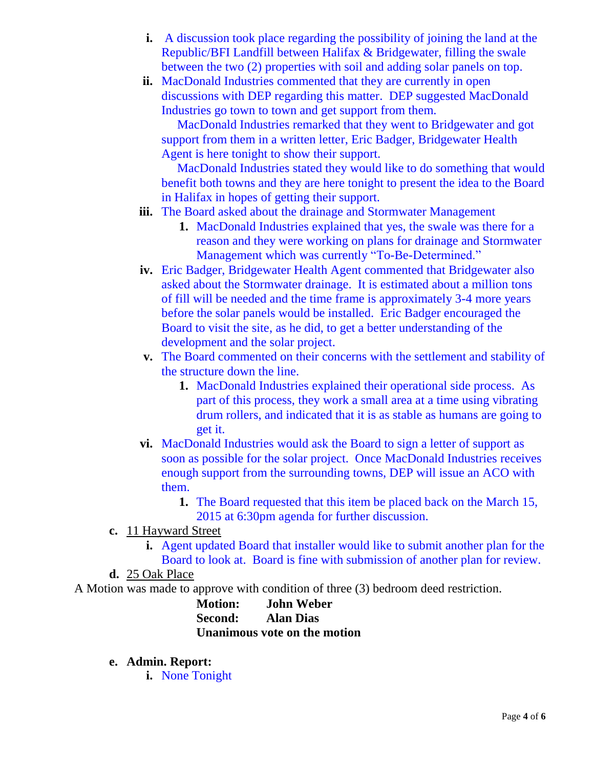- i. A discussion took place regarding the possibility of joining the land at the Republic/BFI Landfill between Halifax & Bridgewater, filling the swale between the two (2) properties with soil and adding solar panels on top.
- ii. MacDonald Industries commented that they are currently in open discussions with DEP regarding this matter. DEP suggested MacDonald Industries go town to town and get support from them.

  MacDonald Industries remarked that they went to Bridgewater and got support from them in a written letter, Eric Badger, Bridgewater Health Agent is here tonight to show their support.

  MacDonald Industries stated they would like to do something that would benefit both towns and they are here tonight to present the idea to the Board in Halifax in hopes of getting their support.
- iii. The Board asked about the drainage and Stormwater Management
  1. MacDonald Industries explained that yes, the swale was there for a reason and they were working on plans for drainage and Stormwater Management which was currently "To-Be-Determined."
- iv. Eric Badger, Bridgewater Health Agent commented that Bridgewater also asked about the Stormwater drainage. It is estimated about a million tons of fill will be needed and the time frame is approximately 3-4 more years before the solar panels would be installed. Eric Badger encouraged the Board to visit the site, as he did, to get a better understanding of the development and the solar project.
- v. The Board commented on their concerns with the settlement and stability of the structure down the line.
  1. MacDonald Industries explained their operational side process. As part of this process, they work a small area at a time using vibrating drum rollers, and indicated that it is as stable as humans are going to get it.
- vi. MacDonald Industries would ask the Board to sign a letter of support as soon as possible for the solar project. Once MacDonald Industries receives enough support from the surrounding towns, DEP will issue an ACO with them.
  1. The Board requested that this item be placed back on the March 15, 2015 at 6:30pm agenda for further discussion.

**c.** 11 Hayward Street

- i. Agent updated Board that installer would like to submit another plan for the Board to look at. Board is fine with submission of another plan for review.

**d.** 25 Oak Place

A Motion was made to approve with condition of three (3) bedroom deed restriction.

**Motion:** **John Weber**
**Second:** **Alan Dias**
**Unanimous vote on the motion**

**e. Admin. Report:**

- i. None Tonight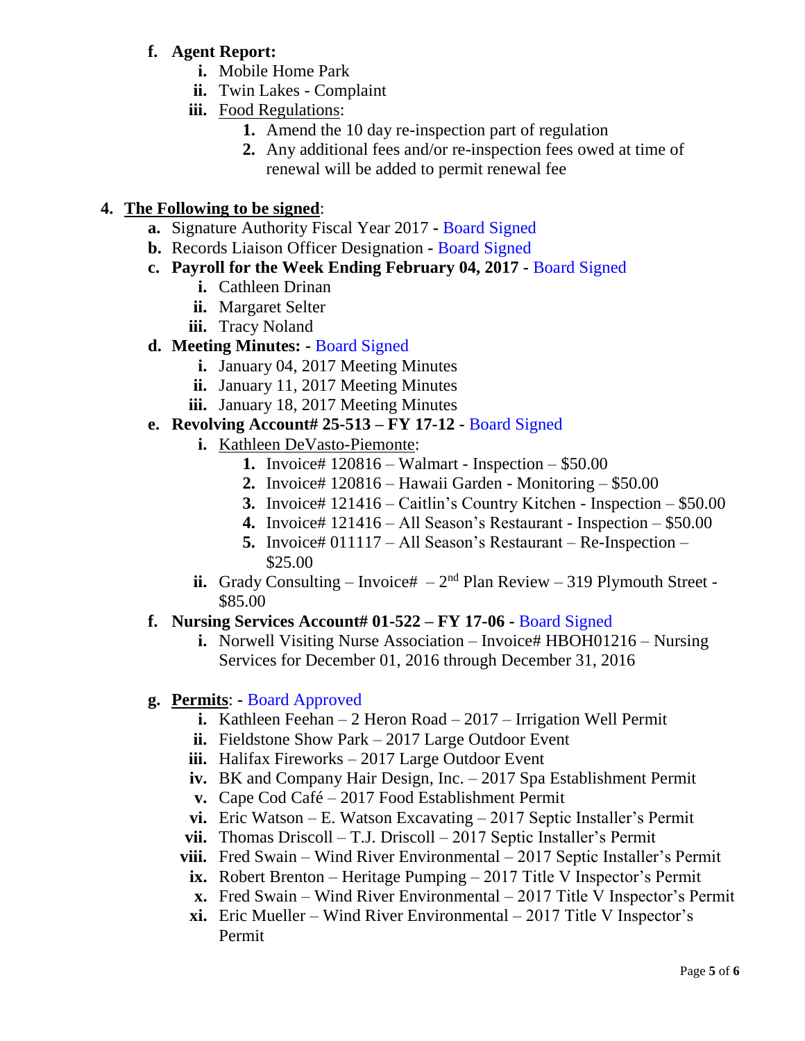- **f. Agent Report:**
  - **i.** Mobile Home Park
  - **ii.** Twin Lakes - Complaint
  - **iii.** Food Regulations:
    1. Amend the 10 day re-inspection part of regulation
    2. Any additional fees and/or re-inspection fees owed at time of renewal will be added to permit renewal fee

**4. The Following to be signed:**

- **a.** Signature Authority Fiscal Year 2017 - Board Signed
- **b.** Records Liaison Officer Designation - Board Signed
- **c. Payroll for the Week Ending February 04, 2017 -** Board Signed
  - **i.** Cathleen Drinan
  - **ii.** Margaret Selter
  - **iii.** Tracy Noland
- **d. Meeting Minutes: -** Board Signed
  - **i.** January 04, 2017 Meeting Minutes
  - **ii.** January 11, 2017 Meeting Minutes
  - **iii.** January 18, 2017 Meeting Minutes
- **e. Revolving Account# 25-513 – FY 17-12 -** Board Signed
  - **i.** Kathleen DeVasto-Piemonte:
    1. Invoice# 120816 – Walmart - Inspection – $50.00
    2. Invoice# 120816 – Hawaii Garden - Monitoring – $50.00
    3. Invoice# 121416 – Caitlin's Country Kitchen - Inspection – $50.00
    4. Invoice# 121416 – All Season's Restaurant - Inspection – $50.00
    5. Invoice# 011117 – All Season's Restaurant – Re-Inspection – $25.00
  - **ii.** Grady Consulting – Invoice# – 2nd Plan Review – 319 Plymouth Street - $85.00
- **f. Nursing Services Account# 01-522 – FY 17-06 -** Board Signed
  - **i.** Norwell Visiting Nurse Association – Invoice# HBOH01216 – Nursing Services for December 01, 2016 through December 31, 2016
- **g. Permits: -** Board Approved
  - **i.** Kathleen Feehan – 2 Heron Road – 2017 – Irrigation Well Permit
  - **ii.** Fieldstone Show Park – 2017 Large Outdoor Event
  - **iii.** Halifax Fireworks – 2017 Large Outdoor Event
  - **iv.** BK and Company Hair Design, Inc. – 2017 Spa Establishment Permit
  - **v.** Cape Cod Café – 2017 Food Establishment Permit
  - **vi.** Eric Watson – E. Watson Excavating – 2017 Septic Installer's Permit
  - **vii.** Thomas Driscoll – T.J. Driscoll – 2017 Septic Installer's Permit
  - **viii.** Fred Swain – Wind River Environmental – 2017 Septic Installer's Permit
  - **ix.** Robert Brenton – Heritage Pumping – 2017 Title V Inspector's Permit
  - **x.** Fred Swain – Wind River Environmental – 2017 Title V Inspector's Permit
  - **xi.** Eric Mueller – Wind River Environmental – 2017 Title V Inspector's Permit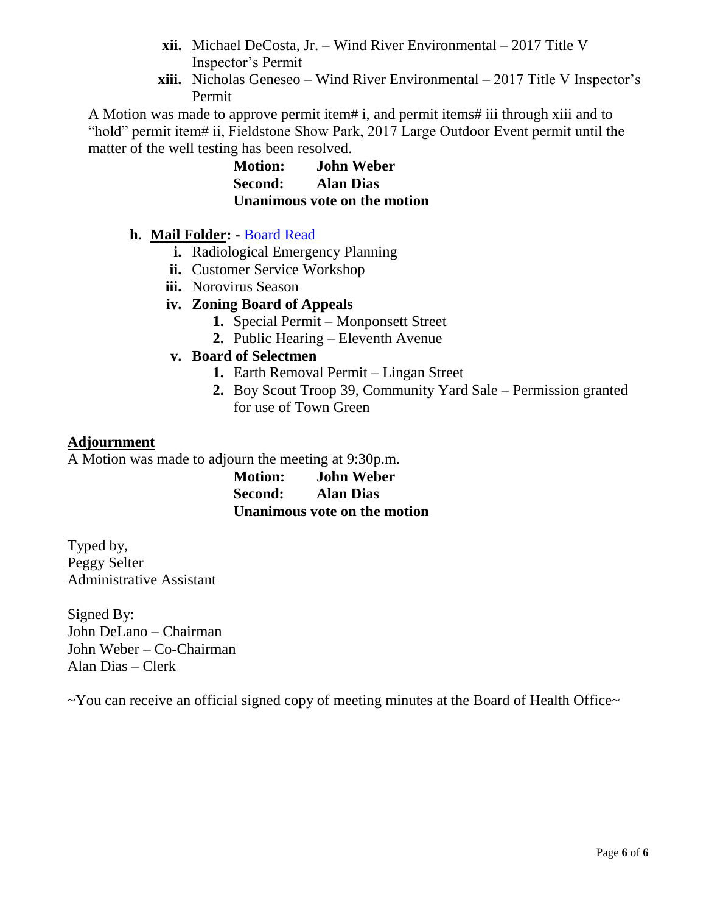xii. Michael DeCosta, Jr. – Wind River Environmental – 2017 Title V Inspector's Permit

xiii. Nicholas Geneseo – Wind River Environmental – 2017 Title V Inspector's Permit

A Motion was made to approve permit item# i, and permit items# iii through xiii and to "hold" permit item# ii, Fieldstone Show Park, 2017 Large Outdoor Event permit until the matter of the well testing has been resolved.

**Motion: John Weber**
**Second: Alan Dias**
**Unanimous vote on the motion**

**h. Mail Folder: -** Board Read

i. Radiological Emergency Planning

ii. Customer Service Workshop

iii. Norovirus Season

**iv. Zoning Board of Appeals**

1. Special Permit – Monponsett Street
2. Public Hearing – Eleventh Avenue

**v. Board of Selectmen**

1. Earth Removal Permit – Lingan Street
2. Boy Scout Troop 39, Community Yard Sale – Permission granted for use of Town Green

## Adjournment

A Motion was made to adjourn the meeting at 9:30p.m.

**Motion: John Weber**
**Second: Alan Dias**
**Unanimous vote on the motion**

Typed by,
Peggy Selter
Administrative Assistant

Signed By:
John DeLano – Chairman
John Weber – Co-Chairman
Alan Dias – Clerk

~You can receive an official signed copy of meeting minutes at the Board of Health Office~